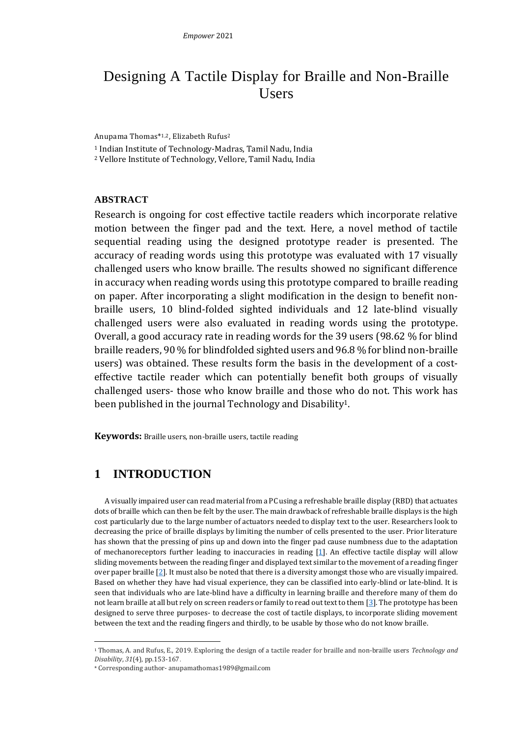# Designing A Tactile Display for Braille and Non-Braille Users

Anupama Thomas*[1,2], Elizabeth Rufus[2]

[1] Indian Institute of Technology-Madras, Tamil Nadu, India

[2] Vellore Institute of Technology, Vellore, Tamil Nadu, India

### ABSTRACT

Research is ongoing for cost effective tactile readers which incorporate relative motion between the finger pad and the text. Here, a novel method of tactile sequential reading using the designed prototype reader is presented. The accuracy of reading words using this prototype was evaluated with 17 visually challenged users who know braille. The results showed no significant difference in accuracy when reading words using this prototype compared to braille reading on paper. After incorporating a slight modification in the design to benefit non-braille users, 10 blind-folded sighted individuals and 12 late-blind visually challenged users were also evaluated in reading words using the prototype. Overall, a good accuracy rate in reading words for the 39 users (98.62 % for blind braille readers, 90 % for blindfolded sighted users and 96.8 % for blind non-braille users) was obtained. These results form the basis in the development of a cost-effective tactile reader which can potentially benefit both groups of visually challenged users- those who know braille and those who do not. This work has been published in the journal Technology and Disability[1].

**Keywords:** Braille users, non-braille users, tactile reading

## 1 INTRODUCTION

A visually impaired user can read material from a PC using a refreshable braille display (RBD) that actuates dots of braille which can then be felt by the user. The main drawback of refreshable braille displays is the high cost particularly due to the large number of actuators needed to display text to the user. Researchers look to decreasing the price of braille displays by limiting the number of cells presented to the user. Prior literature has shown that the pressing of pins up and down into the finger pad cause numbness due to the adaptation of mechanoreceptors further leading to inaccuracies in reading [1]. An effective tactile display will allow sliding movements between the reading finger and displayed text similar to the movement of a reading finger over paper braille [2]. It must also be noted that there is a diversity amongst those who are visually impaired. Based on whether they have had visual experience, they can be classified into early-blind or late-blind. It is seen that individuals who are late-blind have a difficulty in learning braille and therefore many of them do not learn braille at all but rely on screen readers or family to read out text to them [3]. The prototype has been designed to serve three purposes- to decrease the cost of tactile displays, to incorporate sliding movement between the text and the reading fingers and thirdly, to be usable by those who do not know braille.

---

[1] Thomas, A. and Rufus, E., 2019. Exploring the design of a tactile reader for braille and non-braille users *Technology and Disability*, *31*(4), pp.153-167.

\* Corresponding author- anupamathomas1989@gmail.com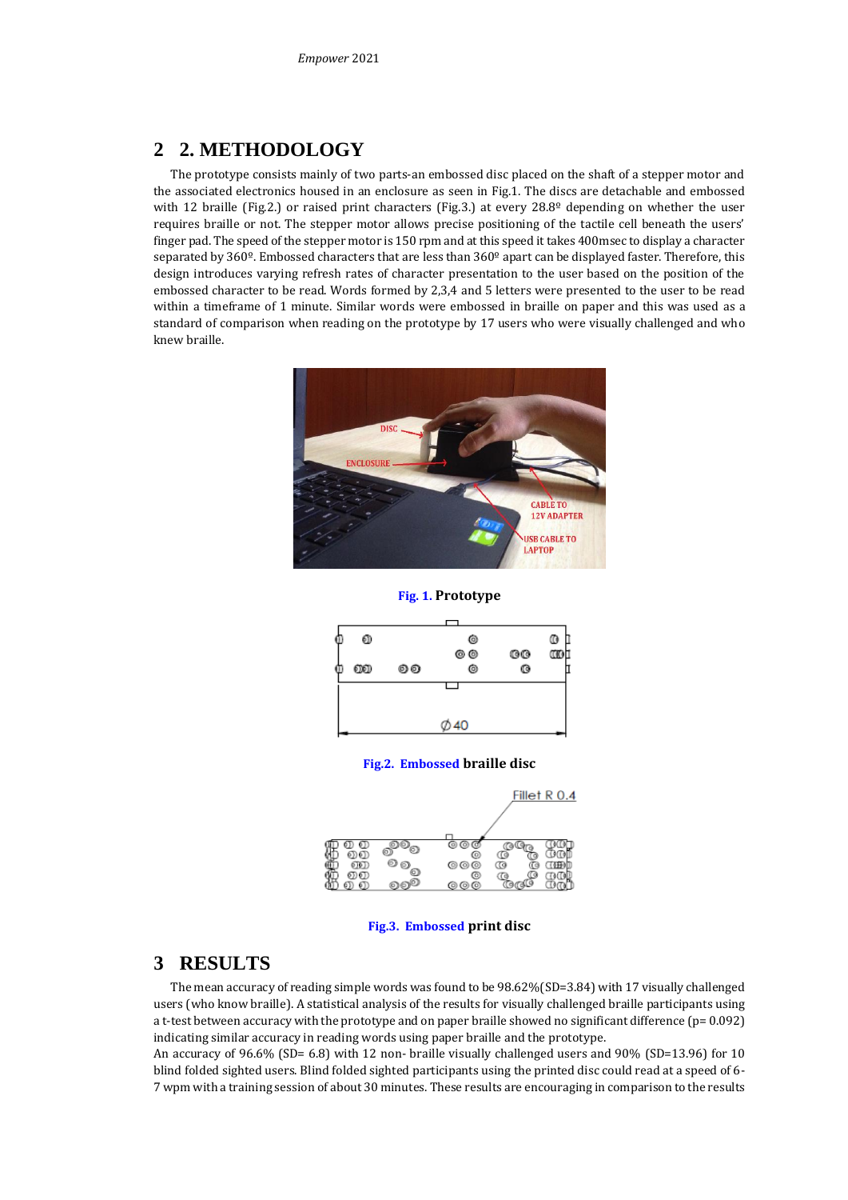## 2 2. METHODOLOGY

The prototype consists mainly of two parts-an embossed disc placed on the shaft of a stepper motor and the associated electronics housed in an enclosure as seen in Fig.1. The discs are detachable and embossed with 12 braille (Fig.2.) or raised print characters (Fig.3.) at every 28.8º depending on whether the user requires braille or not. The stepper motor allows precise positioning of the tactile cell beneath the users' finger pad. The speed of the stepper motor is 150 rpm and at this speed it takes 400msec to display a character separated by 360º. Embossed characters that are less than 360º apart can be displayed faster. Therefore, this design introduces varying refresh rates of character presentation to the user based on the position of the embossed character to be read. Words formed by 2,3,4 and 5 letters were presented to the user to be read within a timeframe of 1 minute. Similar words were embossed in braille on paper and this was used as a standard of comparison when reading on the prototype by 17 users who were visually challenged and who knew braille.

**Fig. 1.** Prototype

**Fig.2. Embossed braille disc**

**Fig.3. Embossed print disc**

## 3 RESULTS

The mean accuracy of reading simple words was found to be 98.62%(SD=3.84) with 17 visually challenged users (who know braille). A statistical analysis of the results for visually challenged braille participants using a t-test between accuracy with the prototype and on paper braille showed no significant difference ($p = 0.092$) indicating similar accuracy in reading words using paper braille and the prototype.

An accuracy of 96.6% (SD= 6.8) with 12 non- braille visually challenged users and 90% (SD=13.96) for 10 blind folded sighted users. Blind folded sighted participants using the printed disc could read at a speed of 6-7 wpm with a training session of about 30 minutes. These results are encouraging in comparison to the results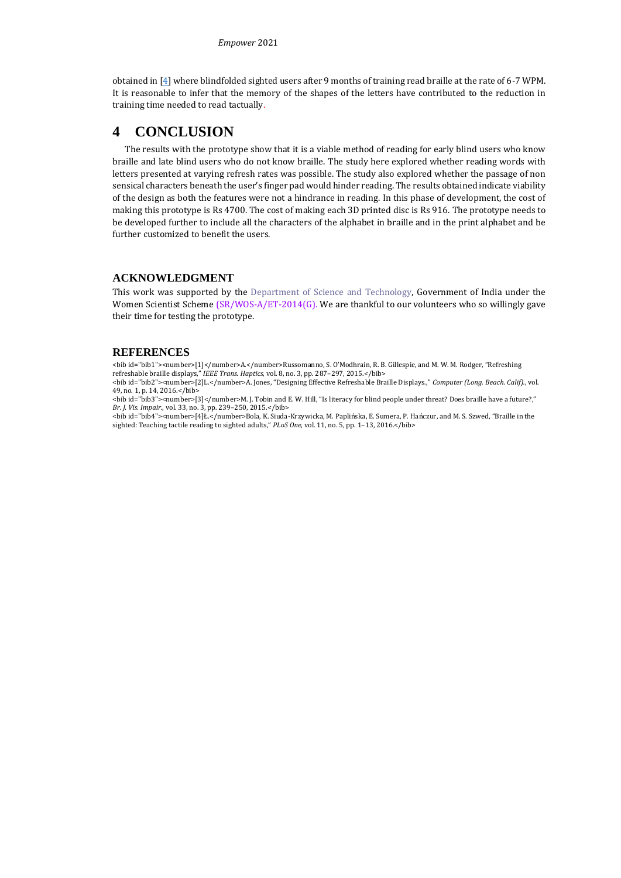obtained in [4] where blindfolded sighted users after 9 months of training read braille at the rate of 6-7 WPM. It is reasonable to infer that the memory of the shapes of the letters have contributed to the reduction in training time needed to read tactually.

# 4 CONCLUSION

The results with the prototype show that it is a viable method of reading for early blind users who know braille and late blind users who do not know braille. The study here explored whether reading words with letters presented at varying refresh rates was possible. The study also explored whether the passage of non sensical characters beneath the user's finger pad would hinder reading. The results obtained indicate viability of the design as both the features were not a hindrance in reading. In this phase of development, the cost of making this prototype is Rs 4700. The cost of making each 3D printed disc is Rs 916. The prototype needs to be developed further to include all the characters of the alphabet in braille and in the print alphabet and be further customized to benefit the users.

## ACKNOWLEDGMENT

This work was supported by the Department of Science and Technology, Government of India under the Women Scientist Scheme (SR/WOS-A/ET-2014(G). We are thankful to our volunteers who so willingly gave their time for testing the prototype.

## REFERENCES

<bib id="bib1"><number>[1]</number>A.</number>Russomanno, S. O'Modhrain, R. B. Gillespie, and M. W. M. Rodger, "Refreshing refreshable braille displays," *IEEE Trans. Haptics*, vol. 8, no. 3, pp. 287–297, 2015.</bib>

<bib id="bib2"><number>[2]L.</number>A. Jones, "Designing Effective Refreshable Braille Displays.," *Computer (Long. Beach. Calif).*, vol. 49, no. 1, p. 14, 2016.</bib>

<bib id="bib3"><number>[3]</number>M. J. Tobin and E. W. Hill, "Is literacy for blind people under threat? Does braille have a future?," *Br. J. Vis. Impair.*, vol. 33, no. 3, pp. 239–250, 2015.</bib>

<bib id="bib4"><number>[4]Ł.</number>Bola, K. Siuda-Krzywicka, M. Paplińska, E. Sumera, P. Hańczur, and M. S. Szwed, "Braille in the sighted: Teaching tactile reading to sighted adults," *PLoS One*, vol. 11, no. 5, pp. 1–13, 2016.</bib>